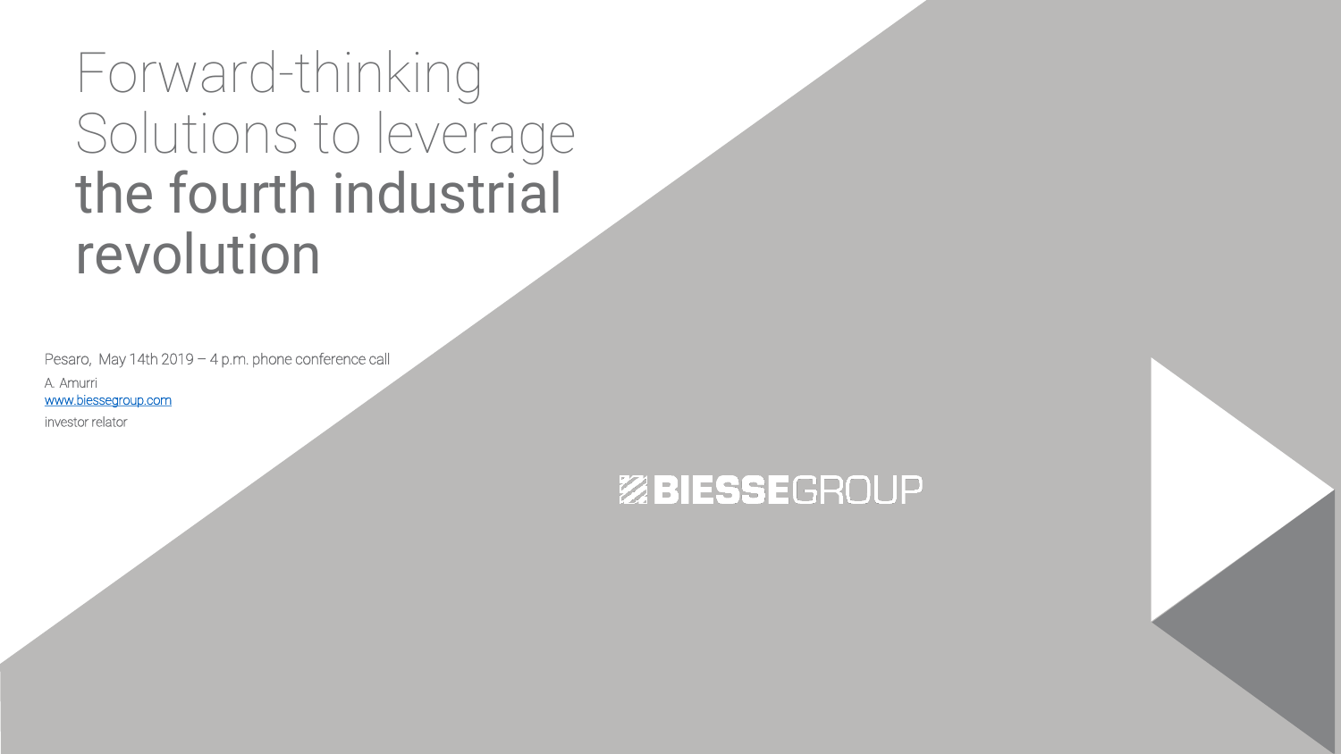# Forward-thinking Solutions to leverage **the fourth industrial revolution**

Pesaro, May 14th 2019 – 4 p.m. phone conference call

A. Amurri

www.biessegroup.com

investor relator

BIESSEGROUP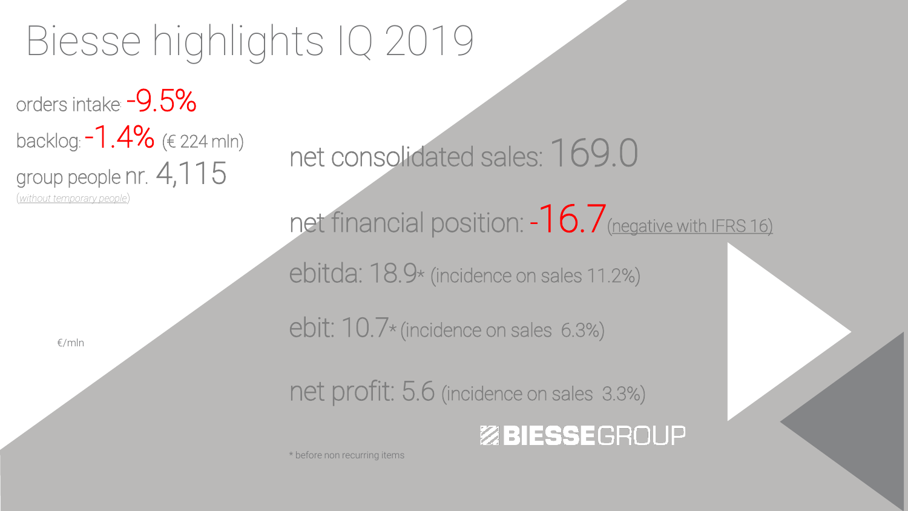# Biesse highlights IQ 2019

orders intake: -9.5%

backlog: -1.4% (€ 224 mln)

group people nr. 4,115

(without temporary people)

€/mln

net consolidated sales: 169.0

net financial position: -16.7 (negative with IFRS 16)

ebitda: 18.9* (incidence on sales 11.2%)

ebit: 10.7* (incidence on sales 6.3%)

net profit: 5.6 (incidence on sales 3.3%)

BIESSEGROUP

* before non recurring items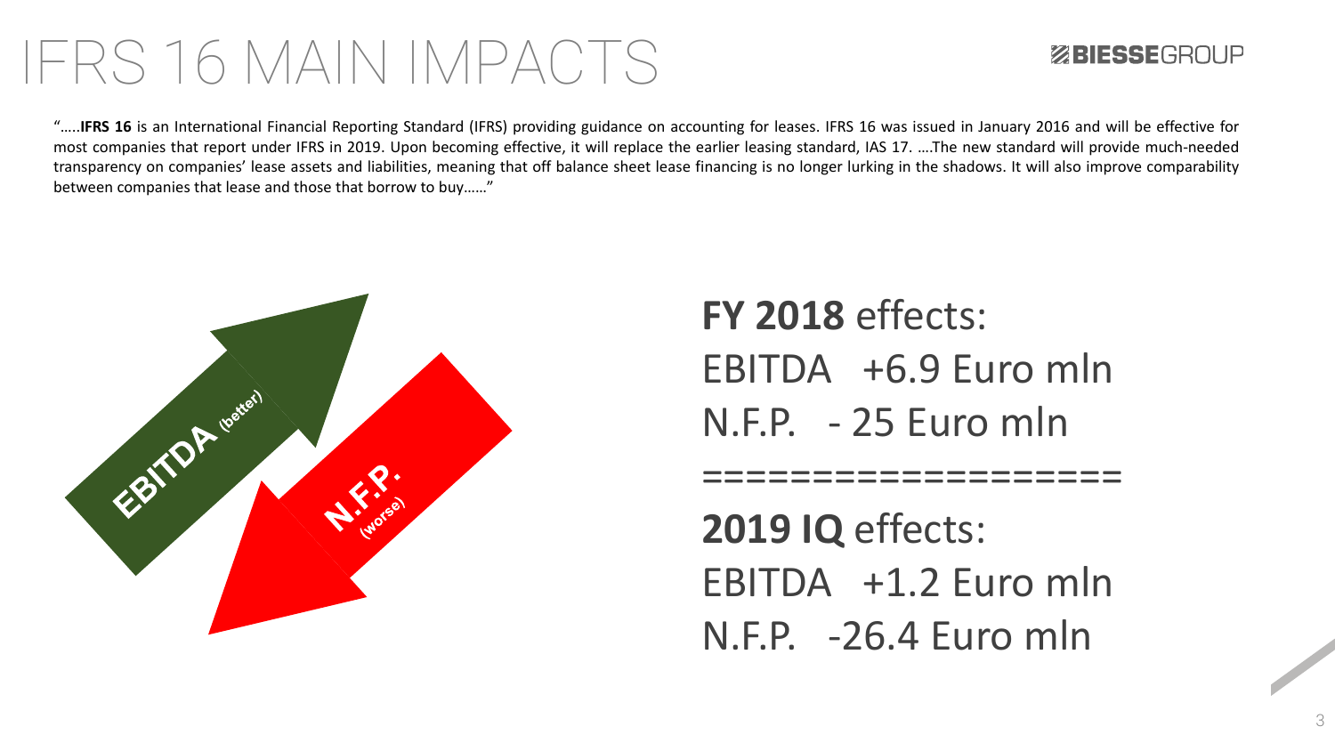# IFRS 16 MAIN IMPACTS

BIESSEGROUP

"…..**IFRS 16** is an International Financial Reporting Standard (IFRS) providing guidance on accounting for leases. IFRS 16 was issued in January 2016 and will be effective for most companies that report under IFRS in 2019. Upon becoming effective, it will replace the earlier leasing standard, IAS 17. ….The new standard will provide much-needed transparency on companies' lease assets and liabilities, meaning that off balance sheet lease financing is no longer lurking in the shadows. It will also improve comparability between companies that lease and those that borrow to buy……"

EBITDA (better)

N.F.P. (worse)

**FY 2018** effects:

EBITDA +6.9 Euro mln

N.F.P. - 25 Euro mln

===================

**2019 IQ** effects:

EBITDA +1.2 Euro mln

N.F.P. -26.4 Euro mln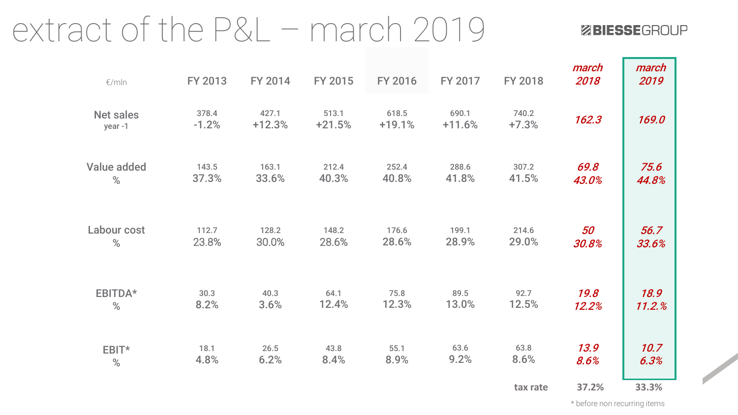# extract of the P&L – march 2019

BIESSEGROUP

| €/mln | FY 2013 | FY 2014 | FY 2015 | FY 2016 | FY 2017 | FY 2018 | *march 2018* | *march 2019* |
|---|---|---|---|---|---|---|---|---|
| **Net sales**<br>year -1 | 378.4<br>-1.2% | 427.1<br>+12.3% | 513.1<br>+21.5% | 618.5<br>+19.1% | 690.1<br>+11.6% | 740.2<br>+7.3% | *162.3* | *169.0* |
| **Value added**<br>% | 143.5<br>37.3% | 163.1<br>33.6% | 212.4<br>40.3% | 252.4<br>40.8% | 288.6<br>41.8% | 307.2<br>41.5% | *69.8*<br>*43.0%* | *75.6*<br>*44.8%* |
| **Labour cost**<br>% | 112.7<br>23.8% | 128.2<br>30.0% | 148.2<br>28.6% | 176.6<br>28.6% | 199.1<br>28.9% | 214.6<br>29.0% | *50*<br>*30.8%* | *56.7*<br>*33.6%* |
| **EBITDA***<br>% | 30.3<br>8.2% | 40.3<br>3.6% | 64.1<br>12.4% | 75.8<br>12.3% | 89.5<br>13.0% | 92.7<br>12.5% | *19.8*<br>*12.2%* | *18.9*<br>*11.2.%* |
| **EBIT***<br>% | 18.1<br>4.8% | 26.5<br>6.2% | 43.8<br>8.4% | 55.1<br>8.9% | 63.6<br>9.2% | 63.8<br>8.6% | *13.9*<br>*8.6%* | *10.7*<br>*6.3%* |
| | | | | | | tax rate | 37.2% | 33.3% |

* before non recurring items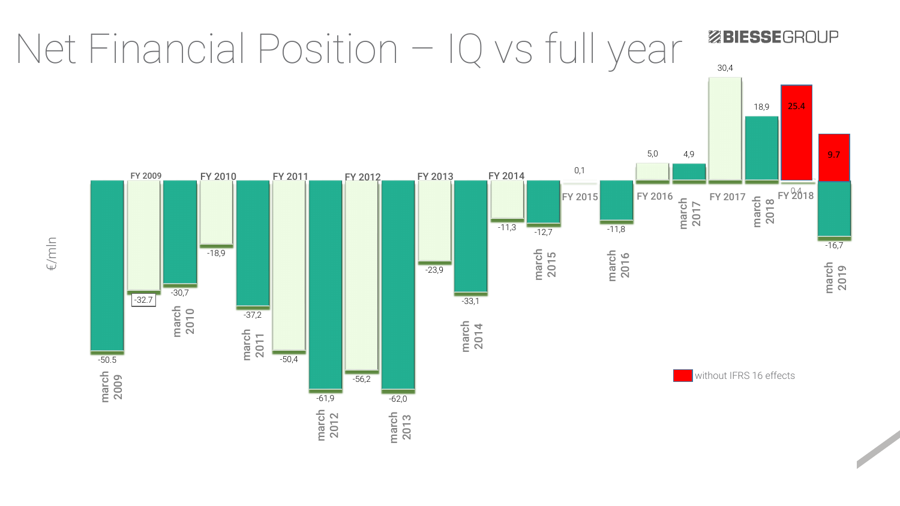# Net Financial Position – IQ vs full year

€/mln

| Period | Value |
|---|---|
| march 2009 | -50.5 |
| FY 2009 | -32.7 |
| march 2010 | -30,7 |
| FY 2010 | -18,9 |
| march 2011 | -37,2 |
| FY 2011 | -50,4 |
| march 2012 | -61,9 |
| FY 2012 | -56,2 |
| march 2013 | -62,0 |
| FY 2013 | -23,9 |
| march 2014 | -33,1 |
| FY 2014 | -11,3 |
| march 2015 | -12,7 |
| FY 2015 | 0,1 |
| march 2016 | -11,8 |
| FY 2016 | 5,0 |
| march 2017 | 4,9 |
| FY 2017 | 30,4 |
| march 2018 | 18,9 |
| FY 2018 | 0,4 / 25.4 (without IFRS 16 effects) |
| march 2019 | -16,7 / 9.7 (without IFRS 16 effects) |

without IFRS 16 effects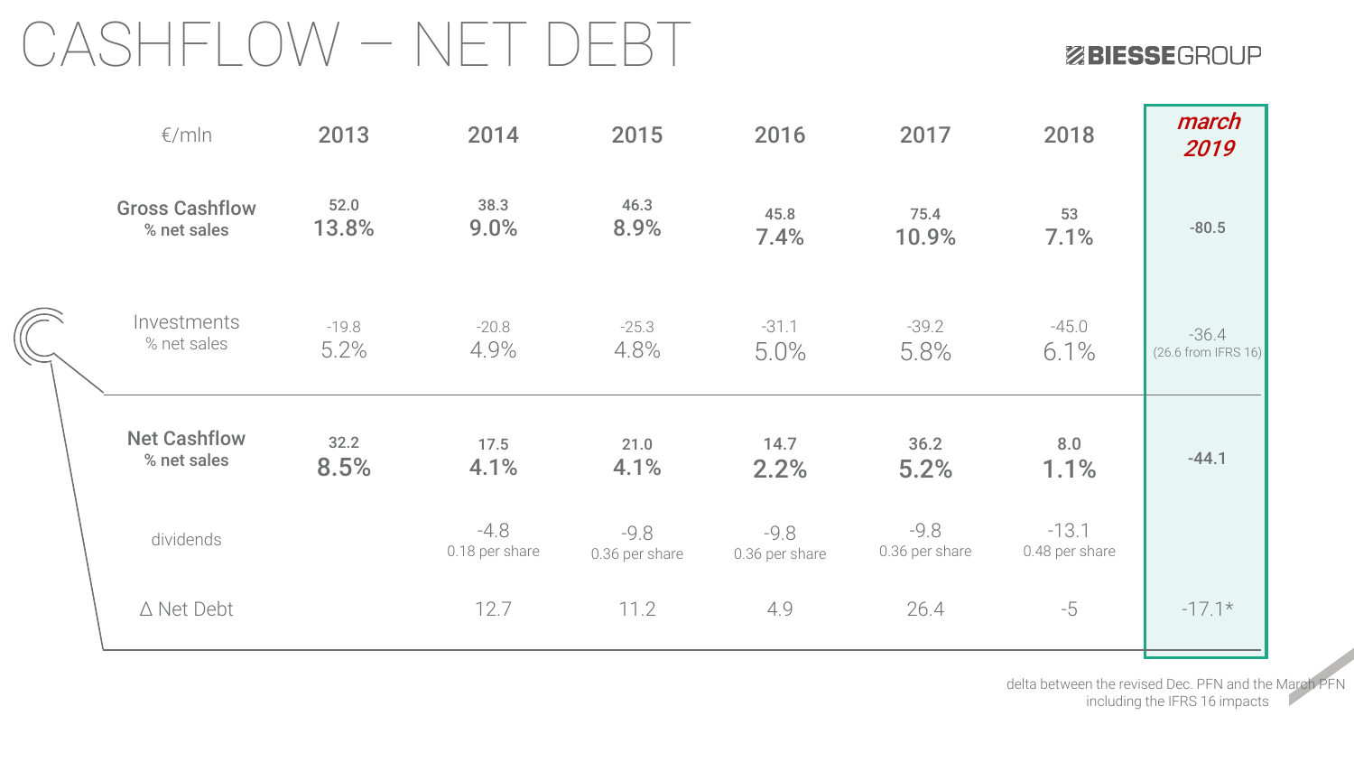# CASHFLOW – NET DEBT

| €/mln | 2013 | 2014 | 2015 | 2016 | 2017 | 2018 | march 2019 |
|---|---|---|---|---|---|---|---|
| **Gross Cashflow** % net sales | 52.0 13.8% | 38.3 9.0% | 46.3 8.9% | 45.8 7.4% | 75.4 10.9% | 53 7.1% | -80.5 |
| Investments % net sales | -19.8 5.2% | -20.8 4.9% | -25.3 4.8% | -31.1 5.0% | -39.2 5.8% | -45.0 6.1% | -36.4 (26.6 from IFRS 16) |
| **Net Cashflow** % net sales | 32.2 8.5% | 17.5 4.1% | 21.0 4.1% | 14.7 2.2% | 36.2 5.2% | 8.0 1.1% | -44.1 |
| dividends | | -4.8 0.18 per share | -9.8 0.36 per share | -9.8 0.36 per share | -9.8 0.36 per share | -13.1 0.48 per share | |
| Δ Net Debt | | 12.7 | 11.2 | 4.9 | 26.4 | -5 | -17.1* |

delta between the revised Dec. PFN and the March PFN including the IFRS 16 impacts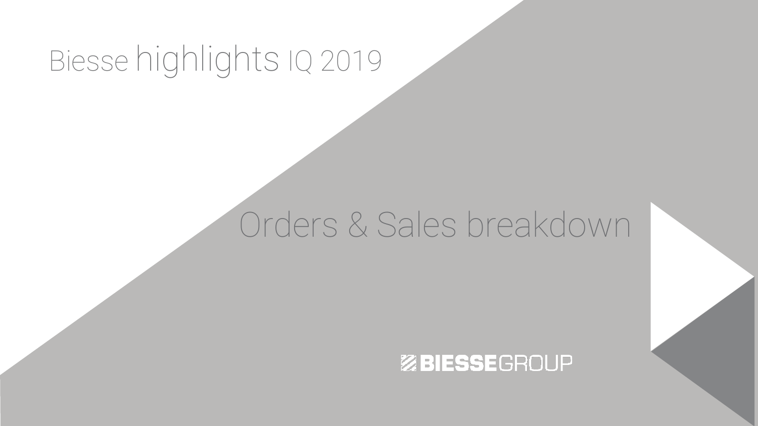Biesse highlights IQ 2019

# Orders & Sales breakdown

BIESSEGROUP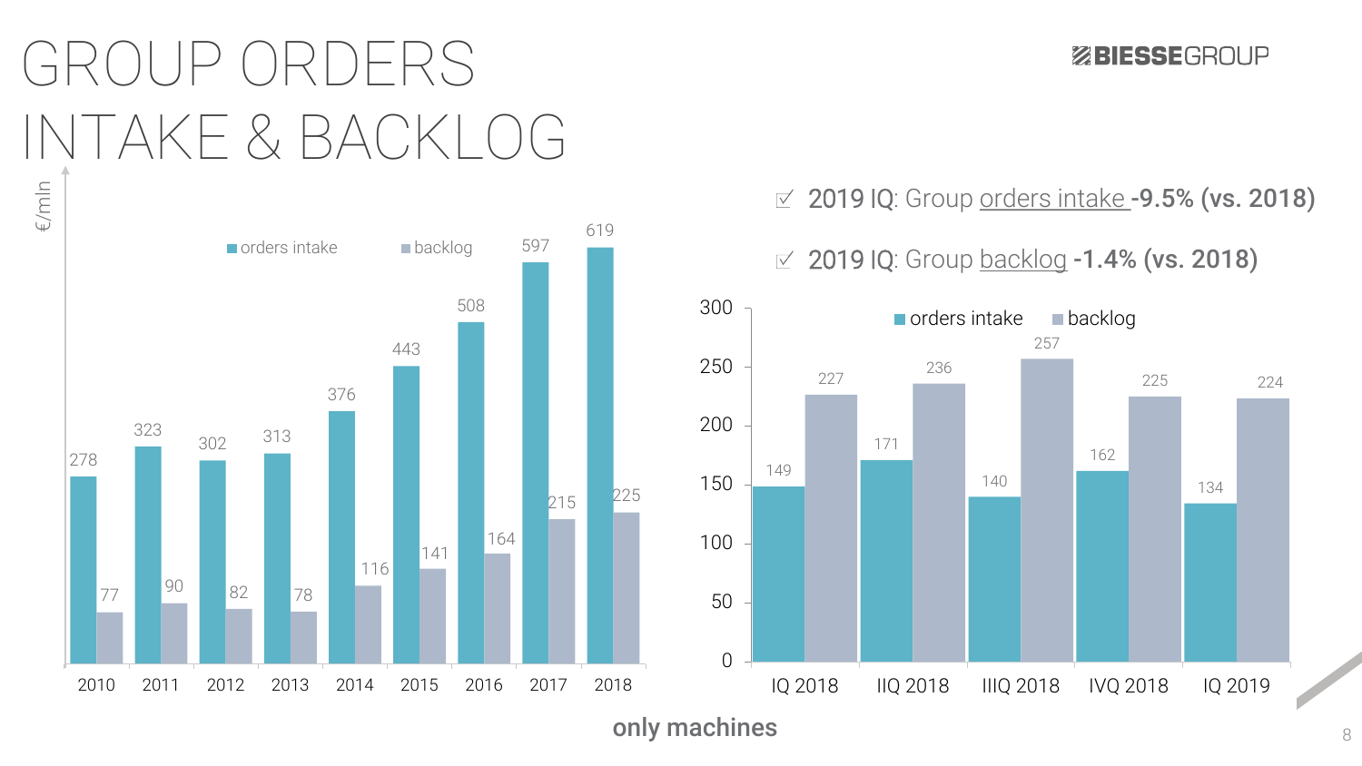# GROUP ORDERS INTAKE & BACKLOG

☑ 2019 IQ: Group orders intake **-9.5% (vs. 2018)**

☑ 2019 IQ: Group backlog **-1.4% (vs. 2018)**

€/mln

| Year | orders intake | backlog |
|---|---|---|
| 2010 | 278 | 77 |
| 2011 | 323 | 90 |
| 2012 | 302 | 82 |
| 2013 | 313 | 78 |
| 2014 | 376 | 116 |
| 2015 | 443 | 141 |
| 2016 | 508 | 164 |
| 2017 | 597 | 215 |
| 2018 | 619 | 225 |

| Quarter | orders intake | backlog |
|---|---|---|
| IQ 2018 | 149 | 227 |
| IIQ 2018 | 171 | 236 |
| IIIQ 2018 | 140 | 257 |
| IVQ 2018 | 162 | 225 |
| IQ 2019 | 134 | 224 |

**only machines**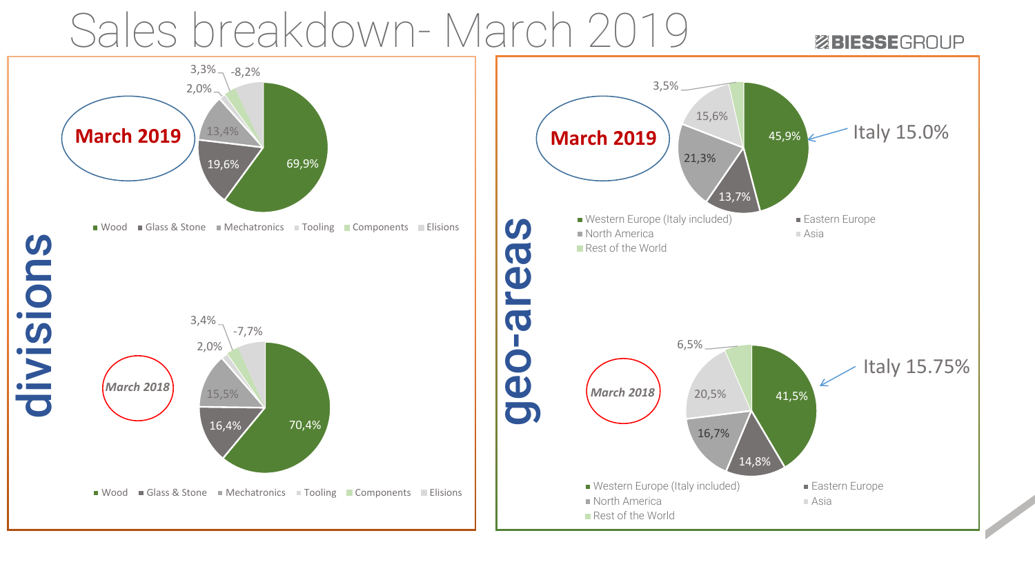# Sales breakdown- March 2019

BIESSEGROUP

## divisions

**March 2019**

| Division | Share |
|---|---|
| Wood | 69,9% |
| Glass & Stone | 19,6% |
| Mechatronics | 13,4% |
| Tooling | 2,0% |
| Components | 3,3% |
| Elisions | -8,2% |

*March 2018*

| Division | Share |
|---|---|
| Wood | 70,4% |
| Glass & Stone | 16,4% |
| Mechatronics | 15,5% |
| Tooling | 2,0% |
| Components | 3,4% |
| Elisions | -7,7% |

## geo-areas

**March 2019**

| Area | Share |
|---|---|
| Western Europe (Italy included) | 45,9% |
| Eastern Europe | 13,7% |
| North America | 21,3% |
| Asia | 15,6% |
| Rest of the World | 3,5% |

Italy 15.0%

*March 2018*

| Area | Share |
|---|---|
| Western Europe (Italy included) | 41,5% |
| Eastern Europe | 14,8% |
| North America | 16,7% |
| Asia | 20,5% |
| Rest of the World | 6,5% |

Italy 15.75%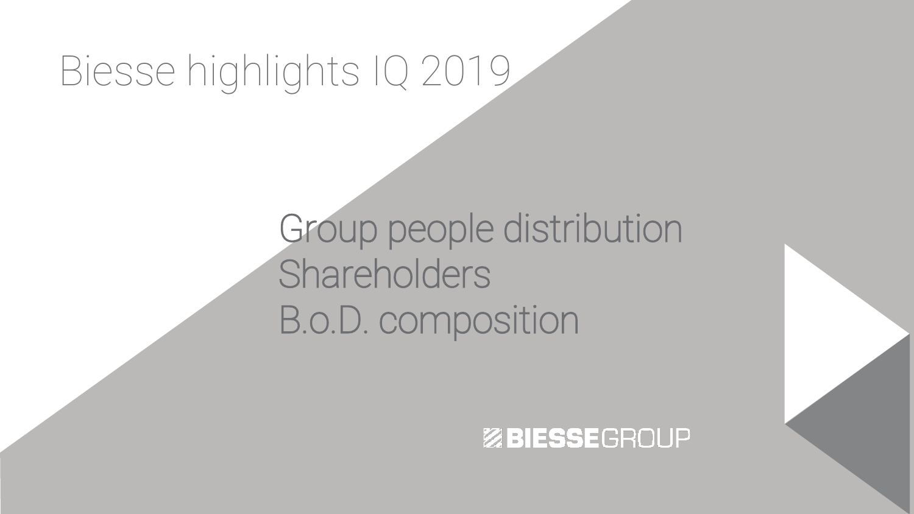# Biesse highlights IQ 2019

Group people distribution
Shareholders
B.o.D. composition

BIESSEGROUP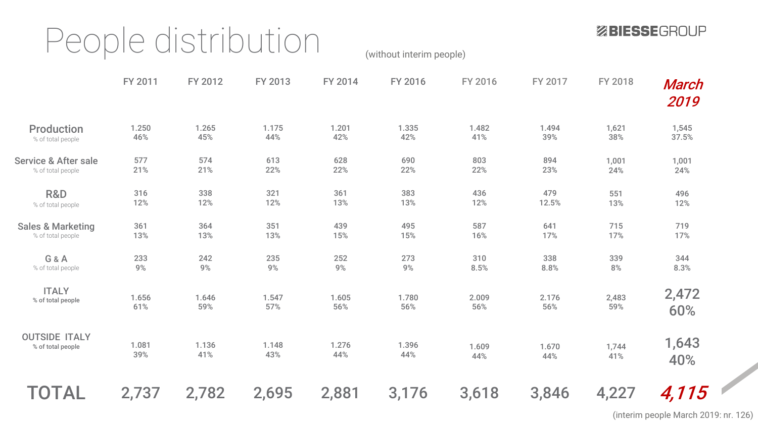# People distribution

(without interim people)

BIESSEGROUP

| | FY 2011 | FY 2012 | FY 2013 | FY 2014 | FY 2016 | FY 2016 | FY 2017 | FY 2018 | *March 2019* |
|---|---|---|---|---|---|---|---|---|---|
| **Production** % of total people | 1.250 46% | 1.265 45% | 1.175 44% | 1.201 42% | 1.335 42% | 1.482 41% | 1.494 39% | 1,621 38% | 1,545 37.5% |
| **Service & After sale** % of total people | 577 21% | 574 21% | 613 22% | 628 22% | 690 22% | 803 22% | 894 23% | 1,001 24% | 1,001 24% |
| **R&D** % of total people | 316 12% | 338 12% | 321 12% | 361 13% | 383 13% | 436 12% | 479 12.5% | 551 13% | 496 12% |
| **Sales & Marketing** % of total people | 361 13% | 364 13% | 351 13% | 439 15% | 495 15% | 587 16% | 641 17% | 715 17% | 719 17% |
| **G & A** % of total people | 233 9% | 242 9% | 235 9% | 252 9% | 273 9% | 310 8.5% | 338 8.8% | 339 8% | 344 8.3% |
| **ITALY** % of total people | 1.656 61% | 1.646 59% | 1.547 57% | 1.605 56% | 1.780 56% | 2.009 56% | 2.176 56% | 2,483 59% | 2,472 60% |
| **OUTSIDE ITALY** % of total people | 1.081 39% | 1.136 41% | 1.148 43% | 1.276 44% | 1.396 44% | 1.609 44% | 1.670 44% | 1,744 41% | 1,643 40% |
| **TOTAL** | 2,737 | 2,782 | 2,695 | 2,881 | 3,176 | 3,618 | 3,846 | 4,227 | **4,115** |

(interim people March 2019: nr. 126)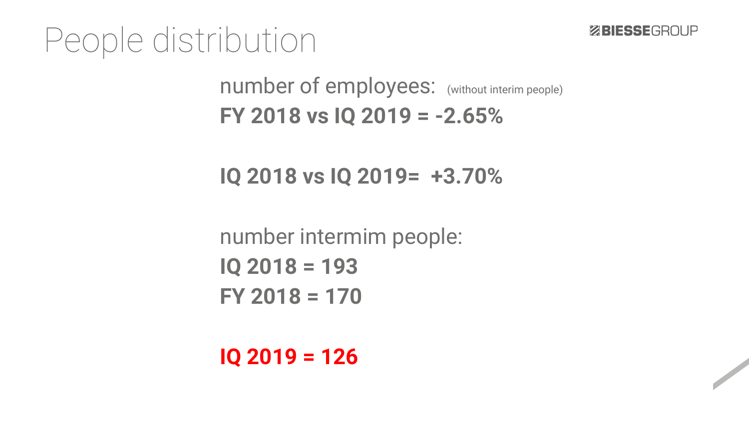# People distribution

number of employees: (without interim people)

**FY 2018 vs IQ 2019 = -2.65%**

**IQ 2018 vs IQ 2019= +3.70%**

number intermim people:

**IQ 2018 = 193**

**FY 2018 = 170**

**IQ 2019 = 126**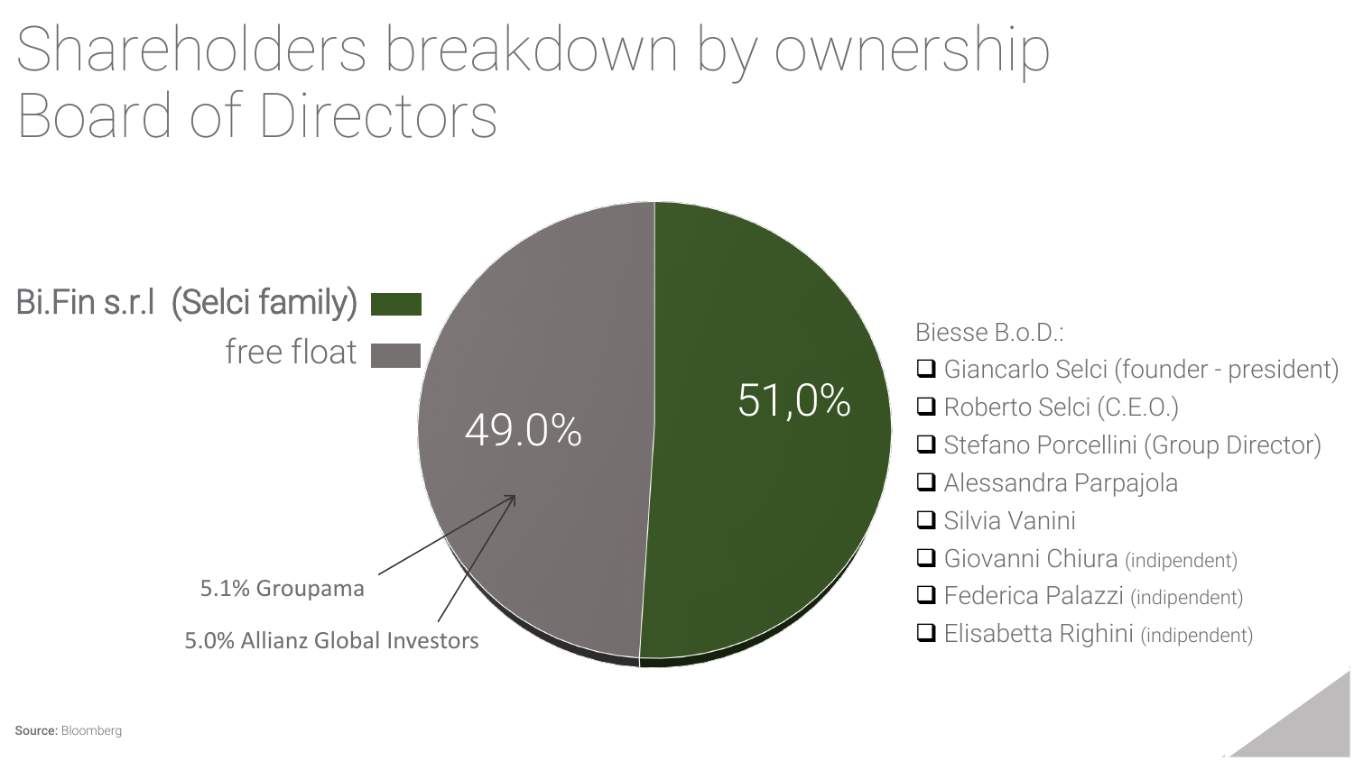# Shareholders breakdown by ownership
# Board of Directors

Bi.Fin s.r.l (Selci family)

free float

51,0%

49.0%

5.1% Groupama

5.0% Allianz Global Investors

Biesse B.o.D.:

- Giancarlo Selci (founder - president)
- Roberto Selci (C.E.O.)
- Stefano Porcellini (Group Director)
- Alessandra Parpajola
- Silvia Vanini
- Giovanni Chiura (indipendent)
- Federica Palazzi (indipendent)
- Elisabetta Righini (indipendent)

**Source:** Bloomberg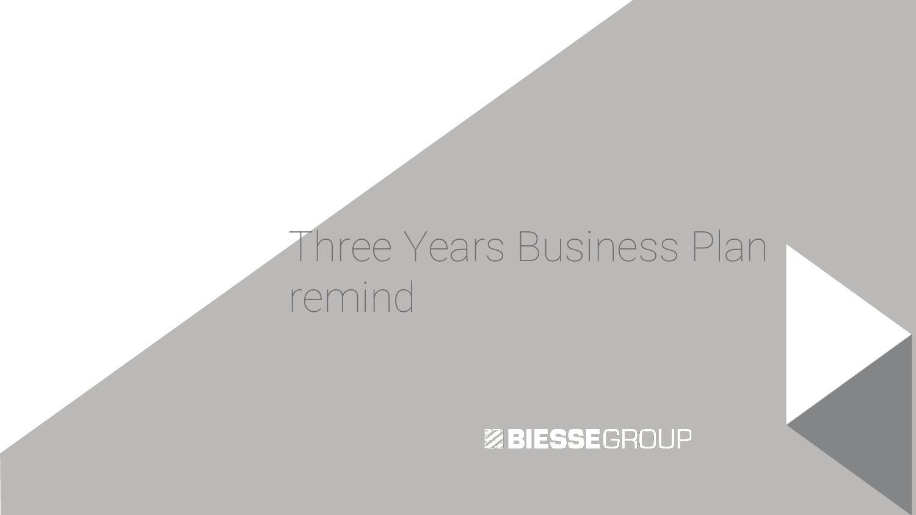# Three Years Business Plan remind

BIESSEGROUP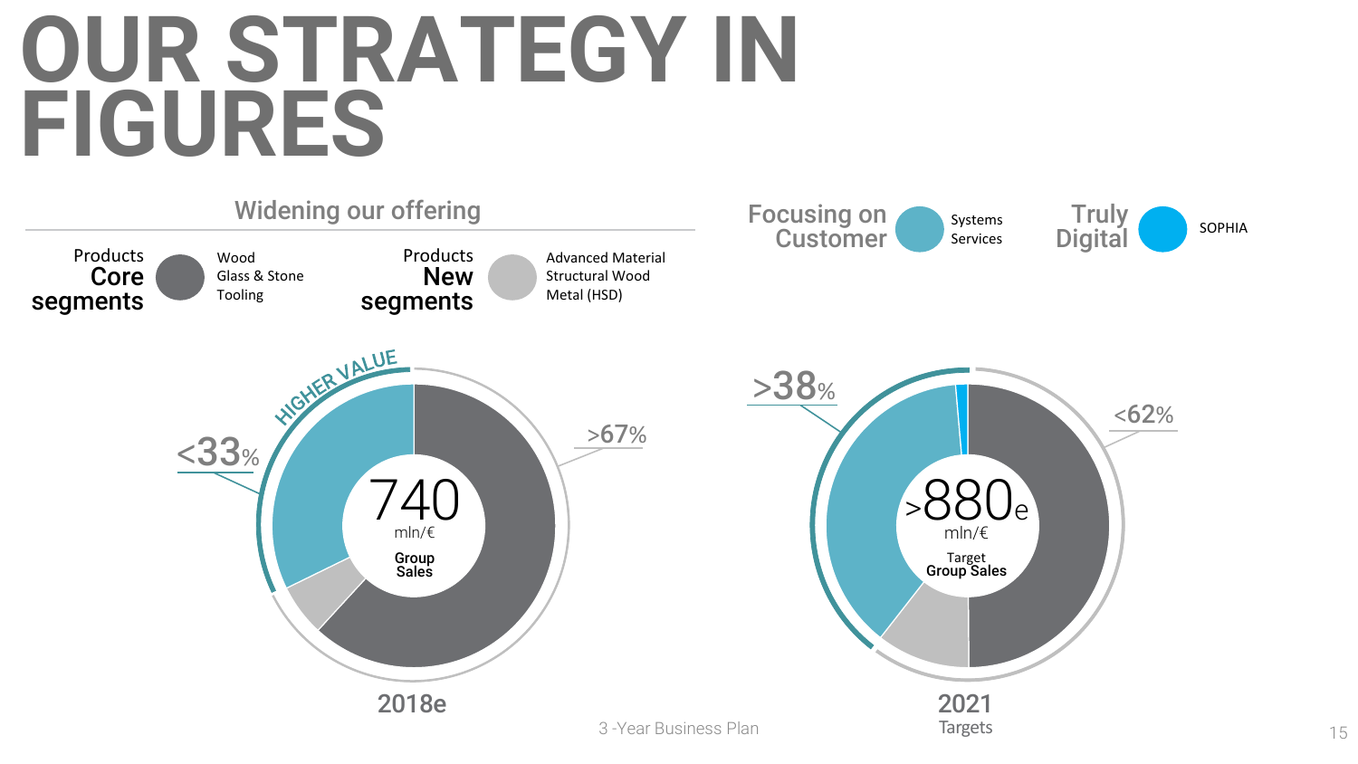# OUR STRATEGY IN FIGURES

## Widening our offering

**Products Core segments**
- Wood
- Glass & Stone
- Tooling

**Products New segments**
- Advanced Material
- Structural Wood
- Metal (HSD)

**Focusing on Customer**
- Systems
- Services

**Truly Digital**
- SOPHIA

HIGHER VALUE

**2018e**

740 mln/€ Group Sales

<33% | >67%

**2021 Targets**

>880e mln/€ Target Group Sales

>38% | <62%

3-Year Business Plan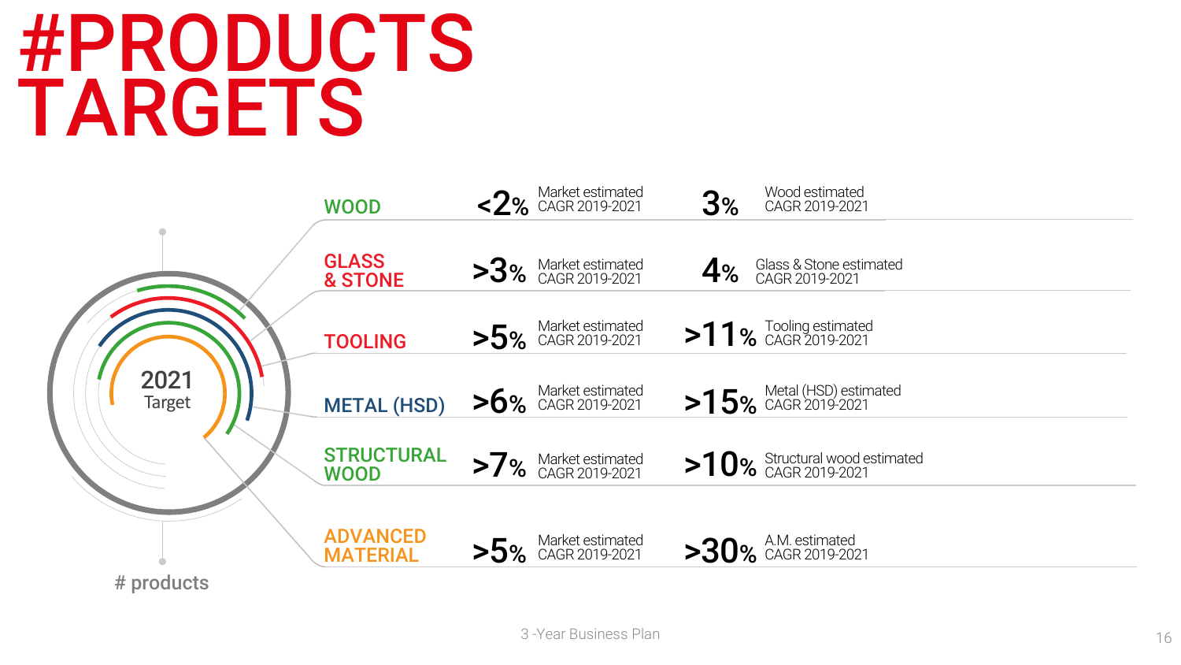# #PRODUCTS TARGETS

2021 Target

# products

| Product | Market estimated CAGR 2019-2021 | Estimated CAGR 2019-2021 |
|---|---|---|
| WOOD | <2% Market estimated CAGR 2019-2021 | 3% Wood estimated CAGR 2019-2021 |
| GLASS & STONE | >3% Market estimated CAGR 2019-2021 | 4% Glass & Stone estimated CAGR 2019-2021 |
| TOOLING | >5% Market estimated CAGR 2019-2021 | >11% Tooling estimated CAGR 2019-2021 |
| METAL (HSD) | >6% Market estimated CAGR 2019-2021 | >15% Metal (HSD) estimated CAGR 2019-2021 |
| STRUCTURAL WOOD | >7% Market estimated CAGR 2019-2021 | >10% Structural wood estimated CAGR 2019-2021 |
| ADVANCED MATERIAL | >5% Market estimated CAGR 2019-2021 | >30% A.M. estimated CAGR 2019-2021 |

3 -Year Business Plan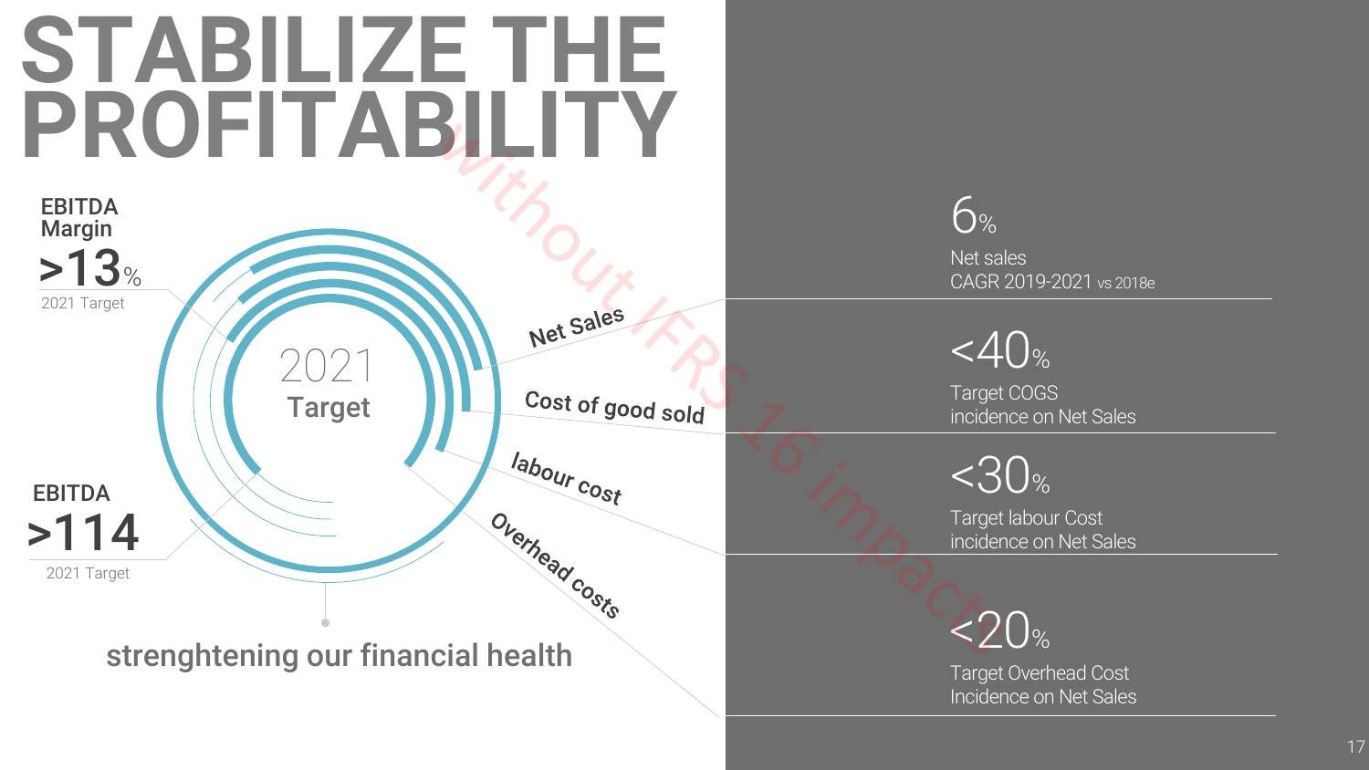# STABILIZE THE PROFITABILITY

without IFRS 16 impacts

**EBITDA Margin**
**>13%**
2021 Target

**EBITDA**
**>114**
2021 Target

2021
**Target**

Net Sales

Cost of good sold

labour cost

Overhead costs

**strenghtening our financial health**

**6%**
Net sales
CAGR 2019-2021 vs 2018e

**<40%**
Target COGS
incidence on Net Sales

**<30%**
Target labour Cost
incidence on Net Sales

**<20%**
Target Overhead Cost
Incidence on Net Sales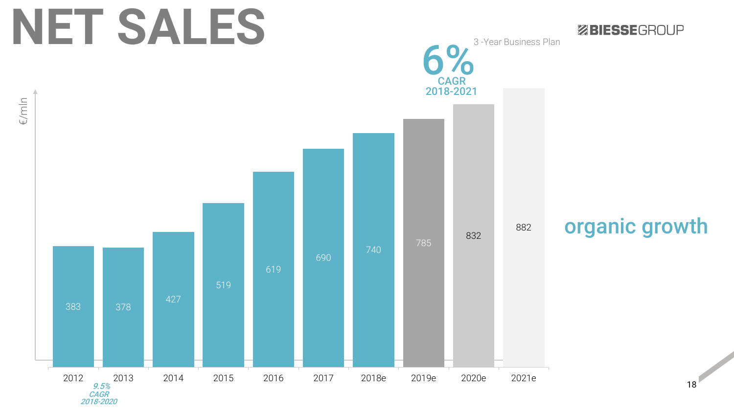# NET SALES

3 -Year Business Plan

**6% CAGR 2018-2021**

€/mln

| Year | Net Sales |
|---|---|
| 2012 | 383 |
| 2013 | 378 |
| 2014 | 427 |
| 2015 | 519 |
| 2016 | 619 |
| 2017 | 690 |
| 2018e | 740 |
| 2019e | 785 |
| 2020e | 832 |
| 2021e | 882 |

*9.5% CAGR 2018-2020*

organic growth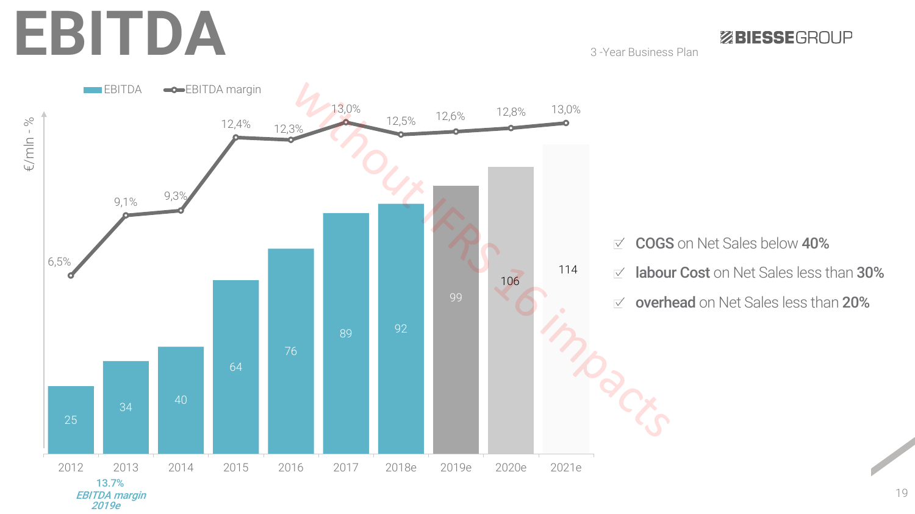# EBITDA

3 -Year Business Plan

| | 2012 | 2013 | 2014 | 2015 | 2016 | 2017 | 2018e | 2019e | 2020e | 2021e |
|---|---|---|---|---|---|---|---|---|---|---|
| EBITDA (€/mln) | 25 | 34 | 40 | 64 | 76 | 89 | 92 | 99 | 106 | 114 |
| EBITDA margin (%) | 6,5% | 9,1% | 9,3% | 12,4% | 12,3% | 13,0% | 12,5% | 12,6% | 12,8% | 13,0% |

*without IFRS 16 impacts*

*13.7% EBITDA margin 2019e*

- ☑ **COGS** on Net Sales below **40%**
- ☑ **labour Cost** on Net Sales less than **30%**
- ☑ **overhead** on Net Sales less than **20%**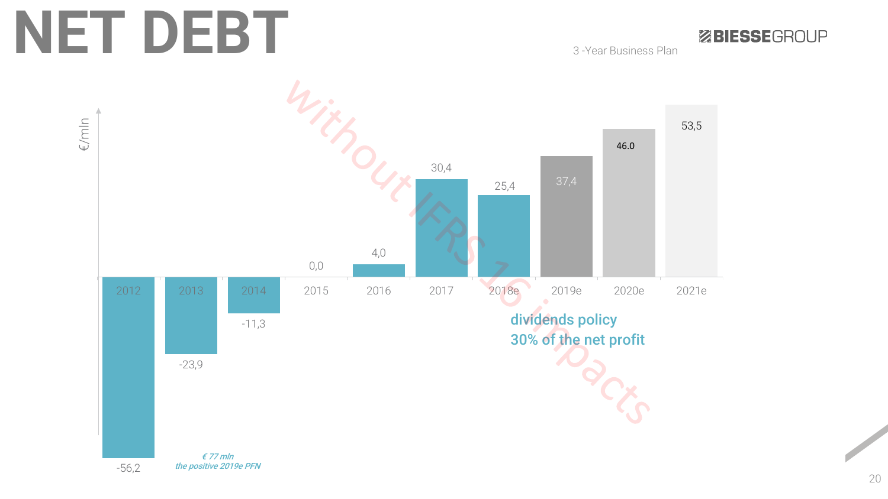# NET DEBT

3 -Year Business Plan

€/mln

| Year | Net Debt |
| --- | --- |
| 2012 | -56,2 |
| 2013 | -23,9 |
| 2014 | -11,3 |
| 2015 | 0,0 |
| 2016 | 4,0 |
| 2017 | 30,4 |
| 2018e | 25,4 |
| 2019e | 37,4 |
| 2020e | 46.0 |
| 2021e | 53,5 |

without IFRS 16 impacts

dividends policy
30% of the net profit

*€ 77 mln the positive 2019e PFN*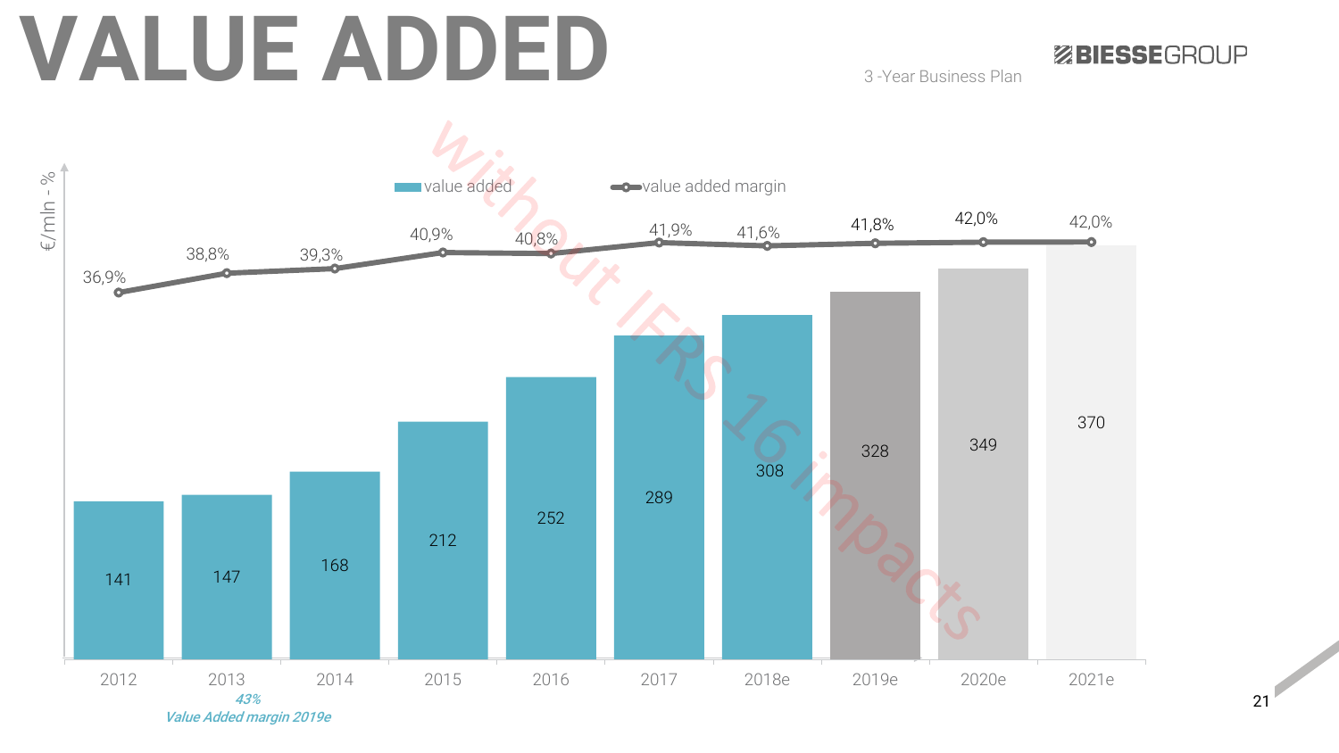# VALUE ADDED

3 -Year Business Plan

€/mln - %

| | 2012 | 2013 | 2014 | 2015 | 2016 | 2017 | 2018e | 2019e | 2020e | 2021e |
|---|---|---|---|---|---|---|---|---|---|---|
| value added | 141 | 147 | 168 | 212 | 252 | 289 | 308 | 328 | 349 | 370 |
| value added margin | 36,9% | 38,8% | 39,3% | 40,9% | 40,8% | 41,9% | 41,6% | 41,8% | 42,0% | 42,0% |

without IFRS 16 impacts

*43%*
*Value Added margin 2019e*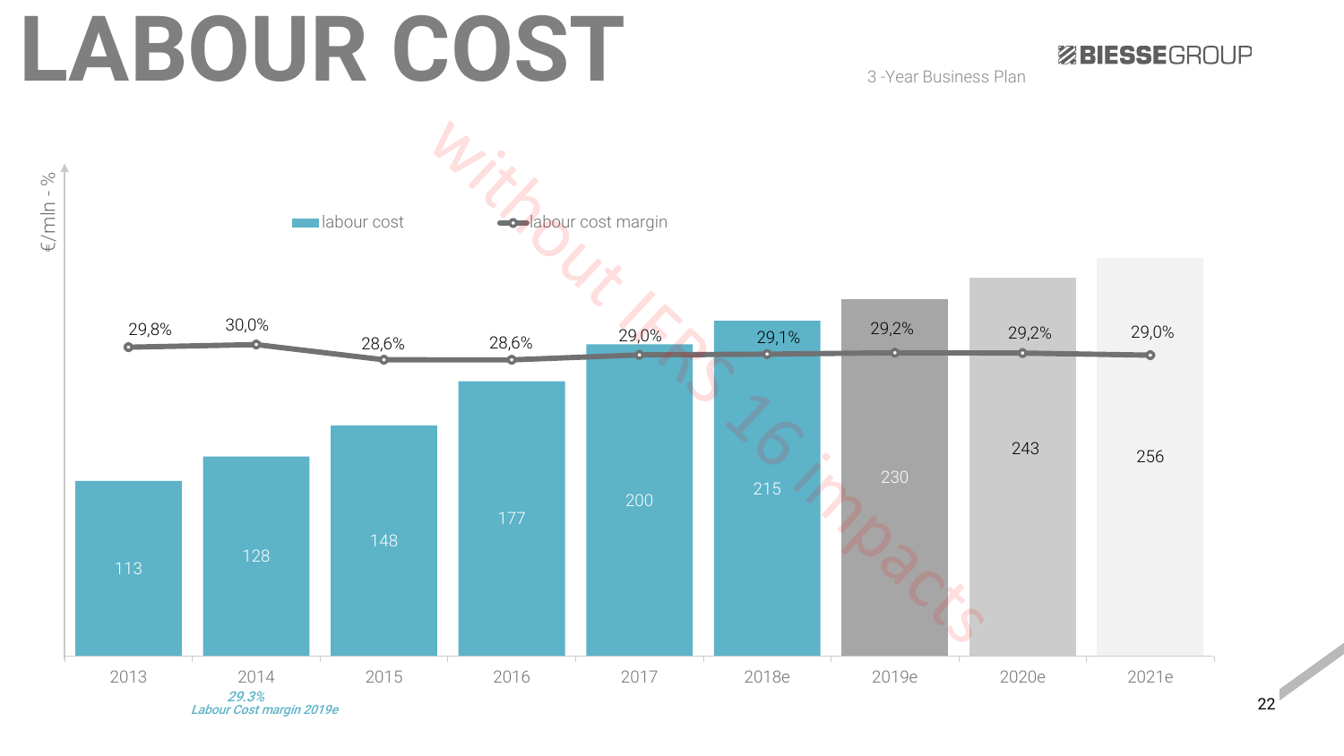# LABOUR COST

3 -Year Business Plan

€/mln - %

without IFRS 16 impacts

| | 2013 | 2014 | 2015 | 2016 | 2017 | 2018e | 2019e | 2020e | 2021e |
|---|---|---|---|---|---|---|---|---|---|
| labour cost | 113 | 128 | 148 | 177 | 200 | 215 | 230 | 243 | 256 |
| labour cost margin | 29,8% | 30,0% | 28,6% | 28,6% | 29,0% | 29,1% | 29,2% | 29,2% | 29,0% |

*29.3%*
*Labour Cost margin 2019e*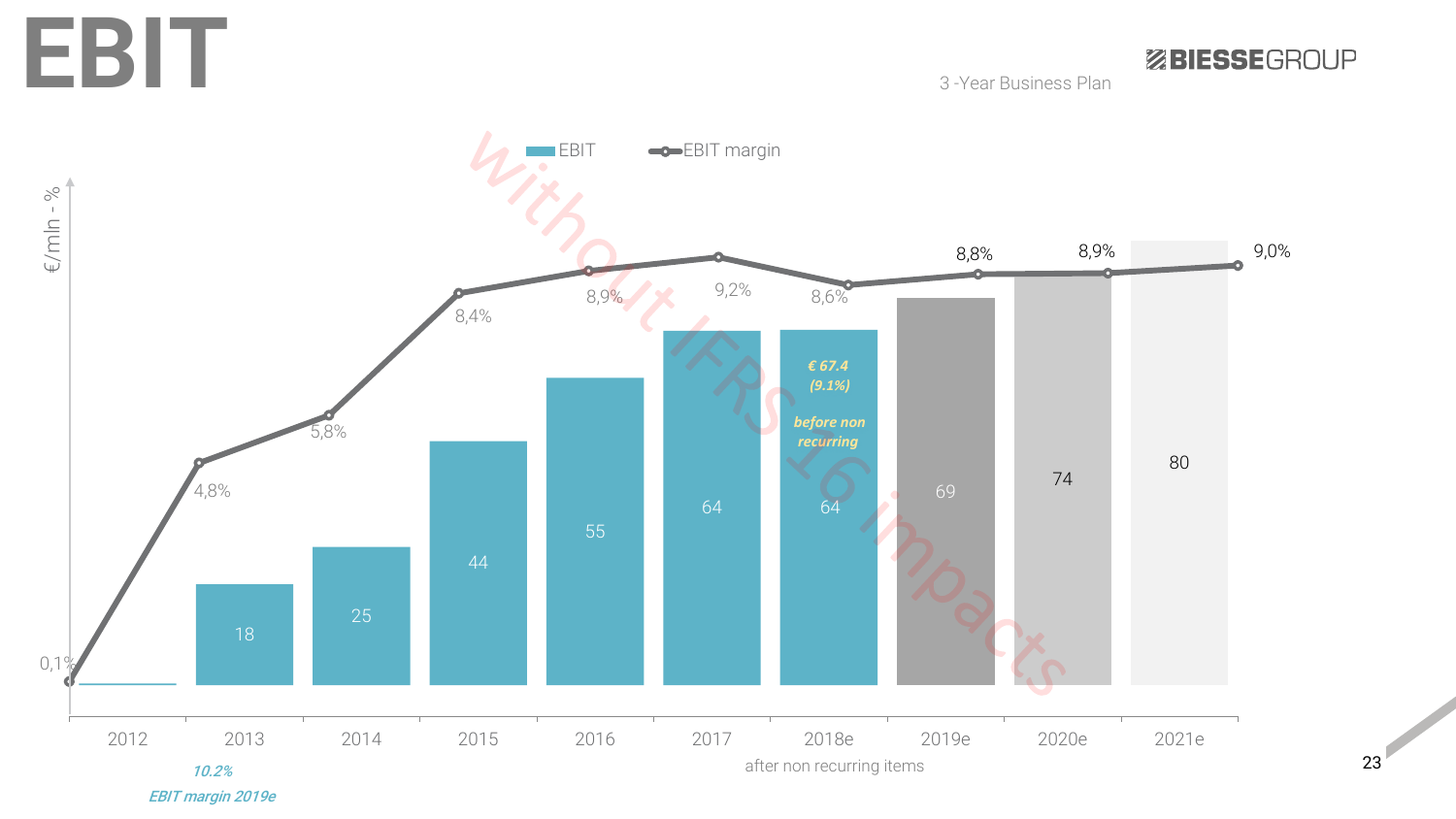# EBIT

3 -Year Business Plan

*without IFRS 16 impacts*

| Year | EBIT (€/mln) | EBIT margin |
| --- | --- | --- |
| 2012 | | 0,1% |
| 2013 | 18 | 4,8% |
| 2014 | 25 | 5,8% |
| 2015 | 44 | 8,4% |
| 2016 | 55 | 8,9% |
| 2017 | 64 | 9,2% |
| 2018e | 64 | 8,6% |
| 2019e | 69 | 8,8% |
| 2020e | 74 | 8,9% |
| 2021e | 80 | 9,0% |

2018e: *€ 67.4 (9.1%) before non recurring*

after non recurring items

*10.2%*
*EBIT margin 2019e*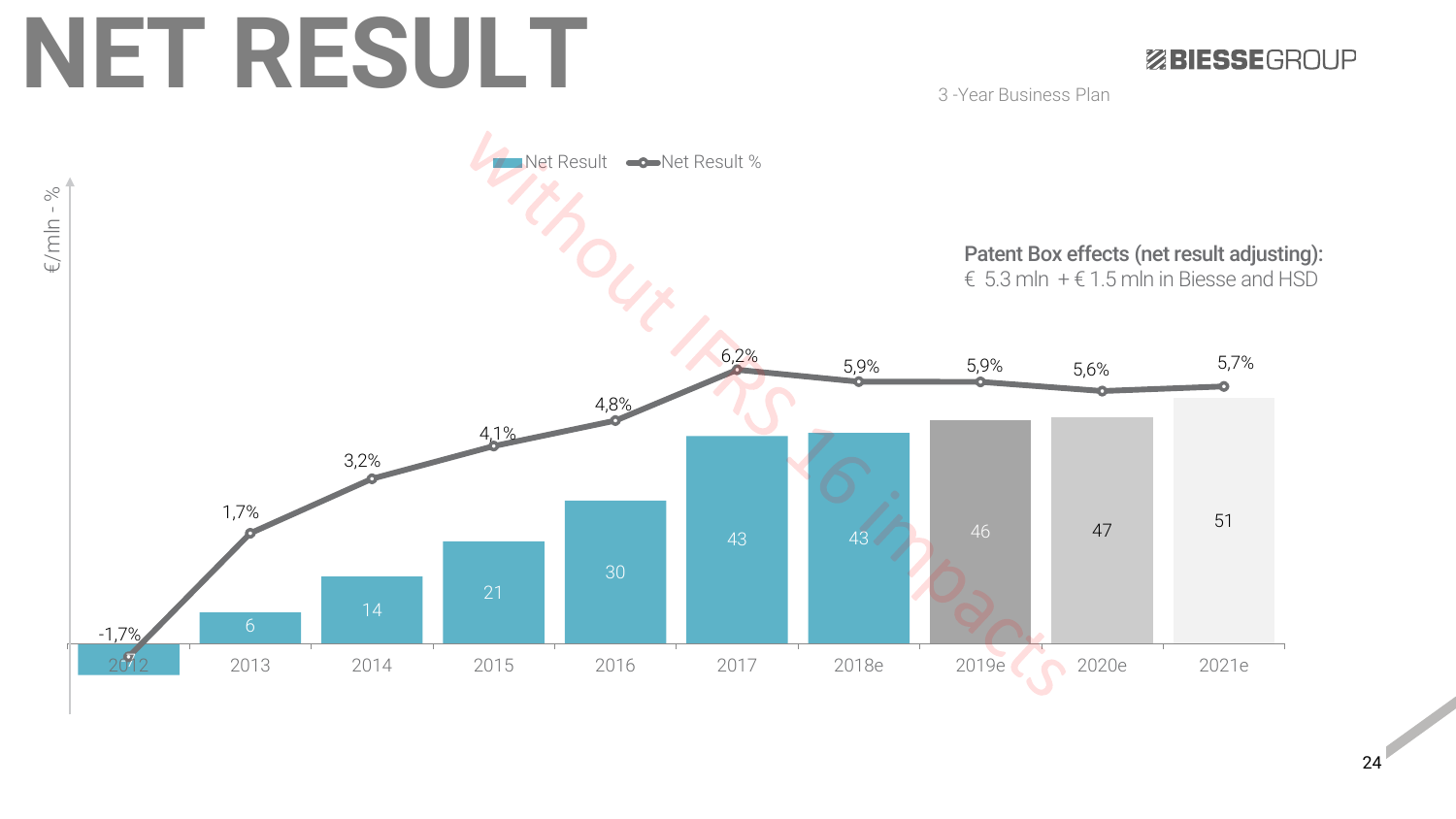# NET RESULT

3 -Year Business Plan

*without IFRS 16 impacts*

**Patent Box effects (net result adjusting):**
€ 5.3 mln + € 1.5 mln in Biesse and HSD

€/mln - %

| Year | Net Result | Net Result % |
|---|---|---|
| 2012 | | -1,7% |
| 2013 | 6 | 1,7% |
| 2014 | 14 | 3,2% |
| 2015 | 21 | 4,1% |
| 2016 | 30 | 4,8% |
| 2017 | 43 | 6,2% |
| 2018e | 43 | 5,9% |
| 2019e | 46 | 5,9% |
| 2020e | 47 | 5,6% |
| 2021e | 51 | 5,7% |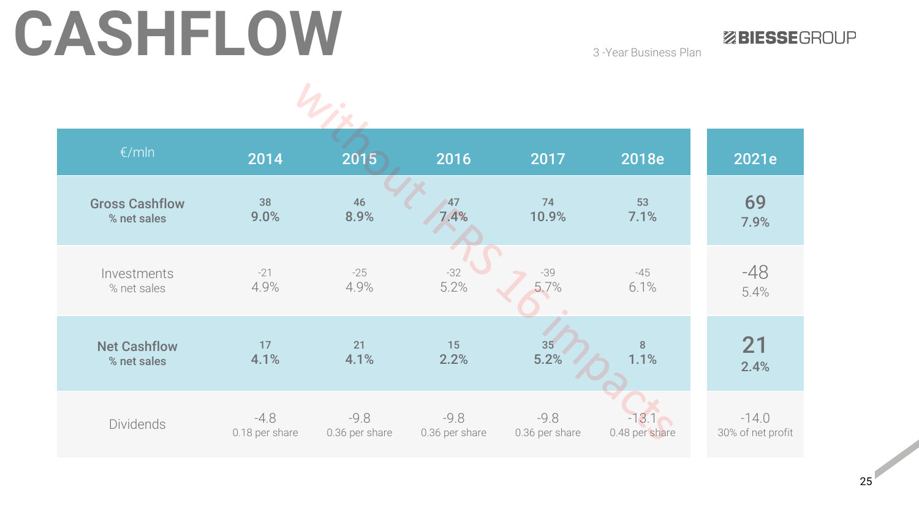# CASHFLOW

3 -Year Business Plan

BIESSEGROUP

*without IFRS 16 impacts*

| €/mln | 2014 | 2015 | 2016 | 2017 | 2018e | 2021e |
|---|---|---|---|---|---|---|
| **Gross Cashflow**<br>**% net sales** | **38**<br>**9.0%** | **46**<br>**8.9%** | **47**<br>**7.4%** | **74**<br>**10.9%** | **53**<br>**7.1%** | **69**<br>**7.9%** |
| Investments<br>% net sales | -21<br>4.9% | -25<br>4.9% | -32<br>5.2% | -39<br>5.7% | -45<br>6.1% | -48<br>5.4% |
| **Net Cashflow**<br>**% net sales** | **17**<br>**4.1%** | **21**<br>**4.1%** | **15**<br>**2.2%** | **35**<br>**5.2%** | **8**<br>**1.1%** | **21**<br>**2.4%** |
| Dividends | -4.8<br>0.18 per share | -9.8<br>0.36 per share | -9.8<br>0.36 per share | -9.8<br>0.36 per share | -13.1<br>0.48 per share | -14.0<br>30% of net profit |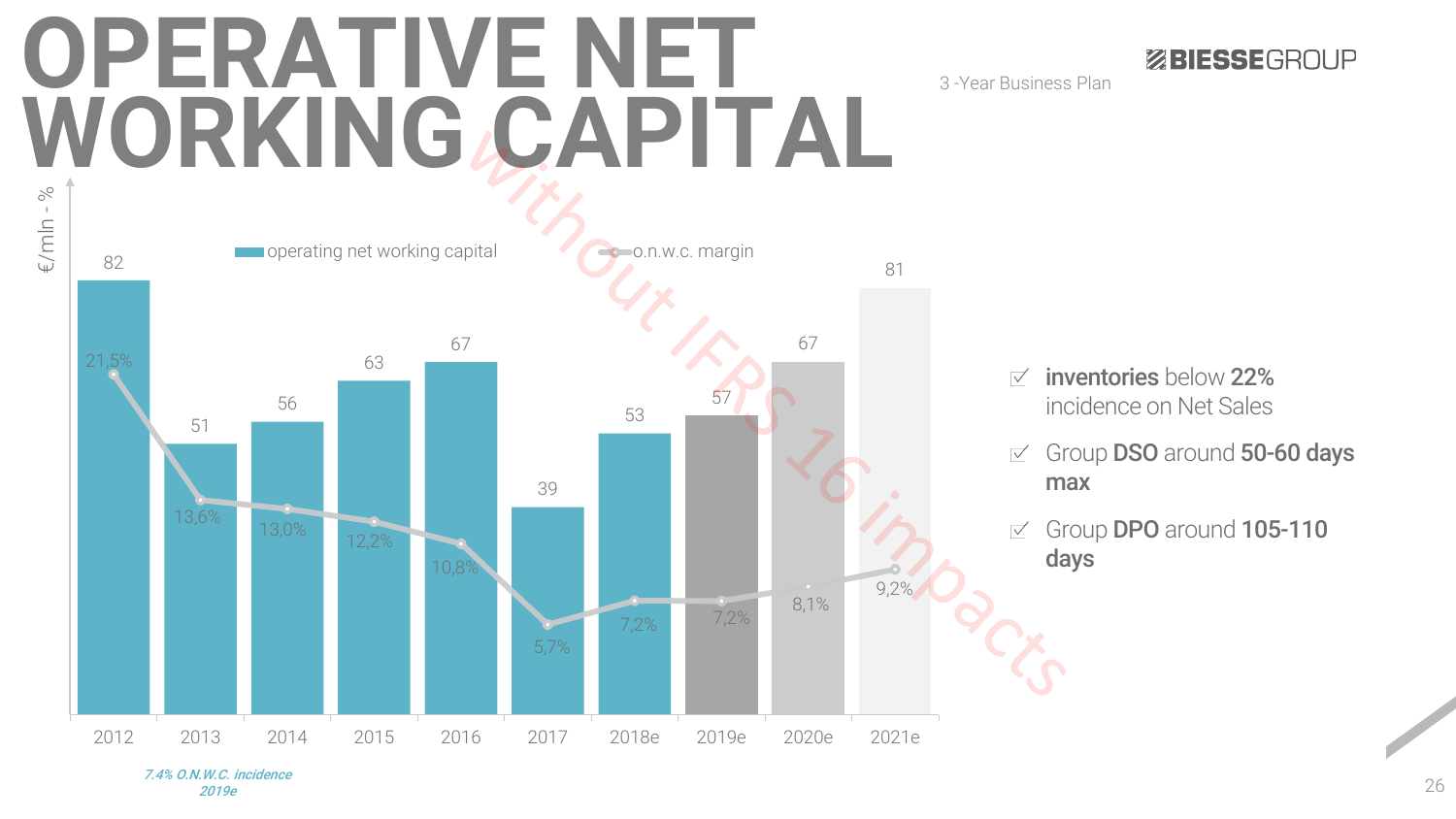# OPERATIVE NET WORKING CAPITAL

3 -Year Business Plan

without IFRS 16 impacts

€/mln - %

| Year | operating net working capital | o.n.w.c. margin |
|---|---|---|
| 2012 | 82 | 21,5% |
| 2013 | 51 | 13,6% |
| 2014 | 56 | 13,0% |
| 2015 | 63 | 12,2% |
| 2016 | 67 | 10,8% |
| 2017 | 39 | 5,7% |
| 2018e | 53 | 7,2% |
| 2019e | 57 | 7,2% |
| 2020e | 67 | 8,1% |
| 2021e | 81 | 9,2% |

*7.4% O.N.W.C. incidence 2019e*

- **inventories** below **22%** incidence on Net Sales
- Group **DSO** around **50-60 days max**
- Group **DPO** around **105-110 days**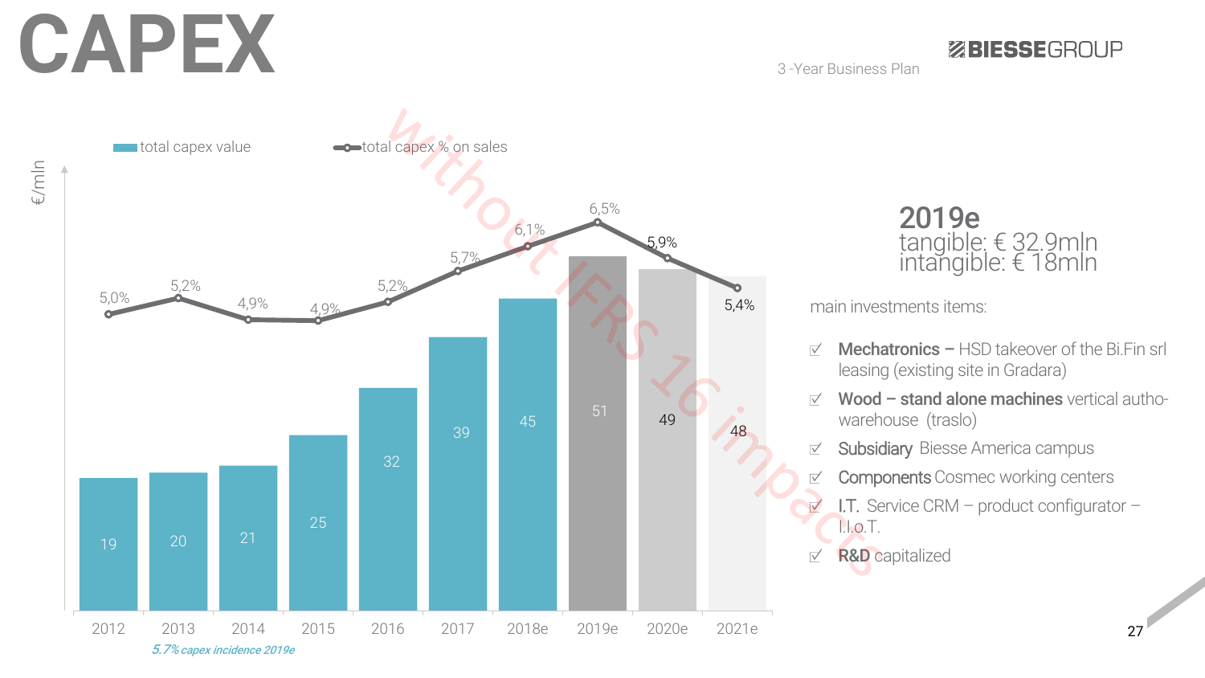# CAPEX

3 -Year Business Plan

*without IFRS 16 impacts*

| €/mln | 2012 | 2013 | 2014 | 2015 | 2016 | 2017 | 2018e | 2019e | 2020e | 2021e |
|---|---|---|---|---|---|---|---|---|---|---|
| total capex value | 19 | 20 | 21 | 25 | 32 | 39 | 45 | 51 | 49 | 48 |
| total capex % on sales | 5,0% | 5,2% | 4,9% | 4,9% | 5,2% | 5,7% | 6,1% | 6,5% | 5,9% | 5,4% |

*5.7% capex incidence 2019e*

## 2019e

tangible: € 32.9mln
intangible: € 18mln

main investments items:

- **Mechatronics –** HSD takeover of the Bi.Fin srl leasing (existing site in Gradara)
- **Wood – stand alone machines** vertical autho-warehouse (traslo)
- **Subsidiary** Biesse America campus
- **Components** Cosmec working centers
- **I.T.** Service CRM – product configurator – I.I.o.T.
- **R&D** capitalized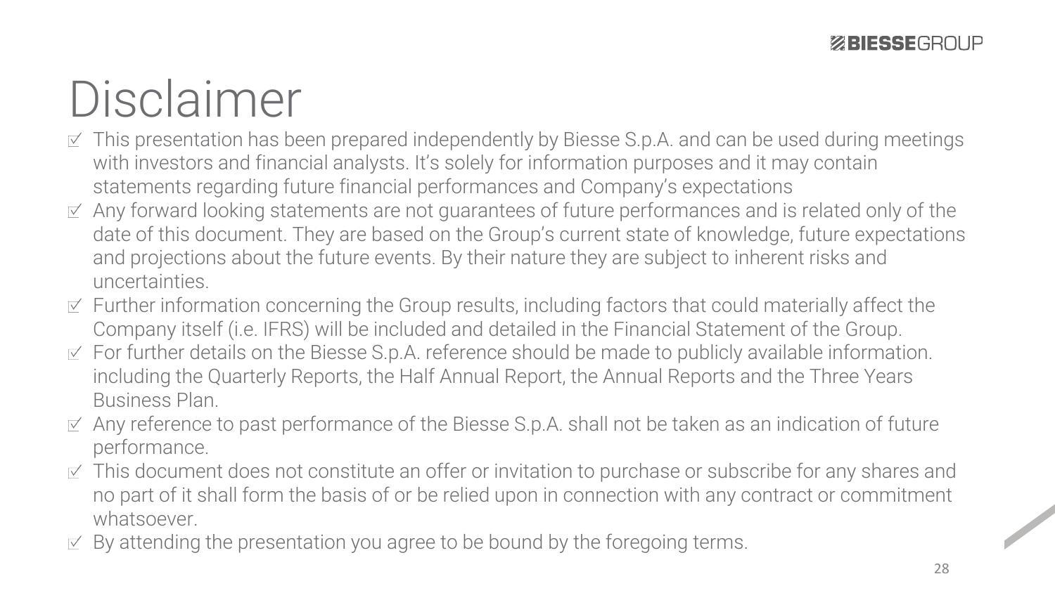# Disclaimer

- This presentation has been prepared independently by Biesse S.p.A. and can be used during meetings with investors and financial analysts. It's solely for information purposes and it may contain statements regarding future financial performances and Company's expectations
- Any forward looking statements are not guarantees of future performances and is related only of the date of this document. They are based on the Group's current state of knowledge, future expectations and projections about the future events. By their nature they are subject to inherent risks and uncertainties.
- Further information concerning the Group results, including factors that could materially affect the Company itself (i.e. IFRS) will be included and detailed in the Financial Statement of the Group.
- For further details on the Biesse S.p.A. reference should be made to publicly available information. including the Quarterly Reports, the Half Annual Report, the Annual Reports and the Three Years Business Plan.
- Any reference to past performance of the Biesse S.p.A. shall not be taken as an indication of future performance.
- This document does not constitute an offer or invitation to purchase or subscribe for any shares and no part of it shall form the basis of or be relied upon in connection with any contract or commitment whatsoever.
- By attending the presentation you agree to be bound by the foregoing terms.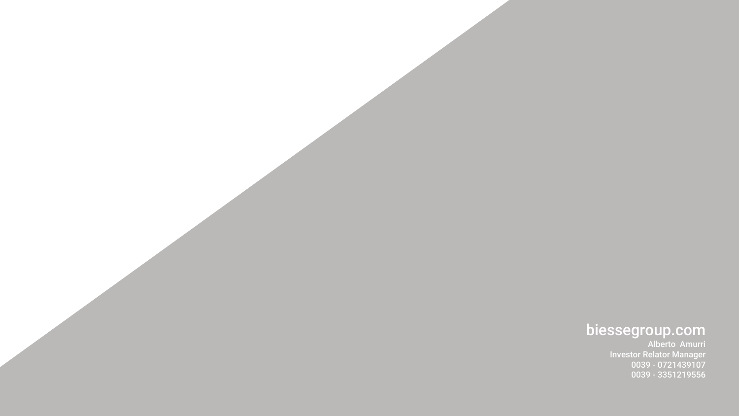**biessegroup.com**

Alberto Amurri

Investor Relator Manager

0039 - 0721439107

0039 - 3351219556